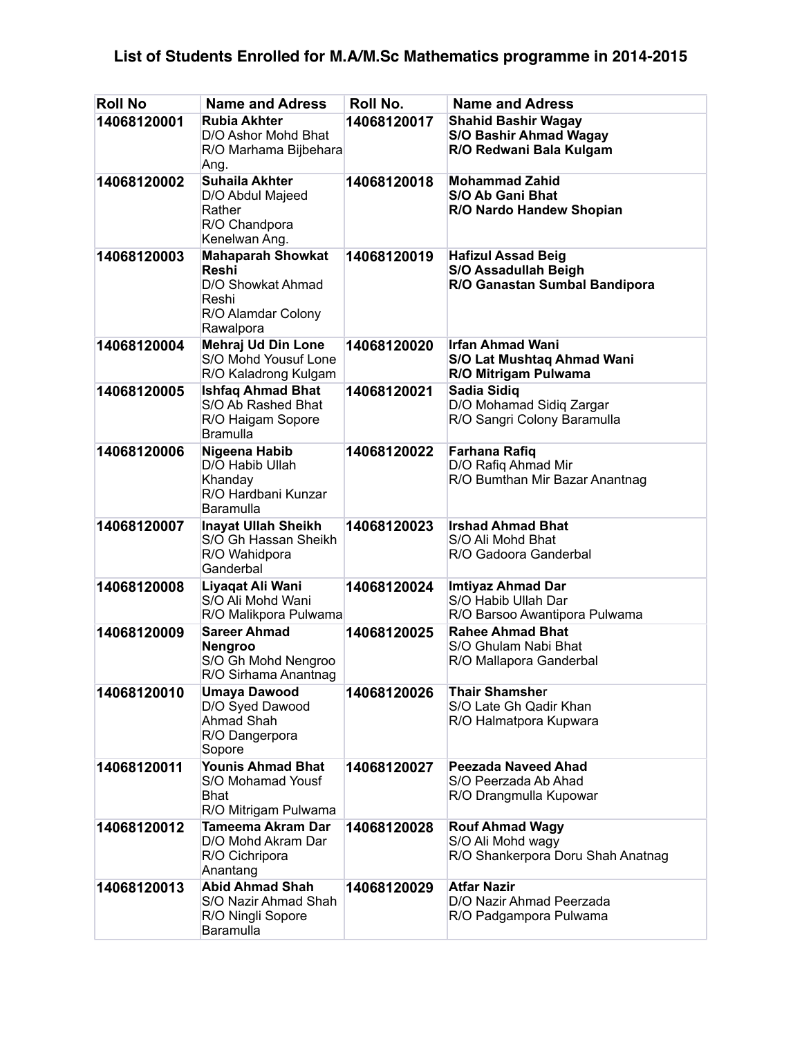# List of Students Enrolled for M.A/M.Sc Mathematics programme in 2014-2015

| Roll No | Name and Adress | Roll No. | Name and Adress |
|---|---|---|---|
| **14068120001** | **Rubia Akhter**<br>D/O Ashor Mohd Bhat<br>R/O Marhama Bijbehara Ang. | **14068120017** | **Shahid Bashir Wagay**<br>**S/O Bashir Ahmad Wagay**<br>**R/O Redwani Bala Kulgam** |
| **14068120002** | **Suhaila Akhter**<br>D/O Abdul Majeed Rather<br>R/O Chandpora Kenelwan Ang. | **14068120018** | **Mohammad Zahid**<br>**S/O Ab Gani Bhat**<br>**R/O Nardo Handew Shopian** |
| **14068120003** | **Mahaparah Showkat Reshi**<br>D/O Showkat Ahmad Reshi<br>R/O Alamdar Colony Rawalpora | **14068120019** | **Hafizul Assad Beig**<br>**S/O Assadullah Beigh**<br>**R/O Ganastan Sumbal Bandipora** |
| **14068120004** | **Mehraj Ud Din Lone**<br>S/O Mohd Yousuf Lone<br>R/O Kaladrong Kulgam | **14068120020** | **Irfan Ahmad Wani**<br>**S/O Lat Mushtaq Ahmad Wani**<br>**R/O Mitrigam Pulwama** |
| **14068120005** | **Ishfaq Ahmad Bhat**<br>S/O Ab Rashed Bhat<br>R/O Haigam Sopore Bramulla | **14068120021** | **Sadia Sidiq**<br>D/O Mohamad Sidiq Zargar<br>R/O Sangri Colony Baramulla |
| **14068120006** | **Nigeena Habib**<br>D/O Habib Ullah Khanday<br>R/O Hardbani Kunzar Baramulla | **14068120022** | **Farhana Rafiq**<br>D/O Rafiq Ahmad Mir<br>R/O Bumthan Mir Bazar Anantnag |
| **14068120007** | **Inayat Ullah Sheikh**<br>S/O Gh Hassan Sheikh<br>R/O Wahidpora Ganderbal | **14068120023** | **Irshad Ahmad Bhat**<br>S/O Ali Mohd Bhat<br>R/O Gadoora Ganderbal |
| **14068120008** | **Liyaqat Ali Wani**<br>S/O Ali Mohd Wani<br>R/O Malikpora Pulwama | **14068120024** | **Imtiyaz Ahmad Dar**<br>S/O Habib Ullah Dar<br>R/O Barsoo Awantipora Pulwama |
| **14068120009** | **Sareer Ahmad Nengroo**<br>S/O Gh Mohd Nengroo<br>R/O Sirhama Anantnag | **14068120025** | **Rahee Ahmad Bhat**<br>S/O Ghulam Nabi Bhat<br>R/O Mallapora Ganderbal |
| **14068120010** | **Umaya Dawood**<br>D/O Syed Dawood Ahmad Shah<br>R/O Dangerpora Sopore | **14068120026** | **Thair Shamsher**<br>S/O Late Gh Qadir Khan<br>R/O Halmatpora Kupwara |
| **14068120011** | **Younis Ahmad Bhat**<br>S/O Mohamad Yousf Bhat<br>R/O Mitrigam Pulwama | **14068120027** | **Peezada Naveed Ahad**<br>S/O Peerzada Ab Ahad<br>R/O Drangmulla Kupowar |
| **14068120012** | **Tameema Akram Dar**<br>D/O Mohd Akram Dar<br>R/O Cichripora Anantang | **14068120028** | **Rouf Ahmad Wagy**<br>S/O Ali Mohd wagy<br>R/O Shankerpora Doru Shah Anatnag |
| **14068120013** | **Abid Ahmad Shah**<br>S/O Nazir Ahmad Shah<br>R/O Ningli Sopore Baramulla | **14068120029** | **Atfar Nazir**<br>D/O Nazir Ahmad Peerzada<br>R/O Padgampora Pulwama |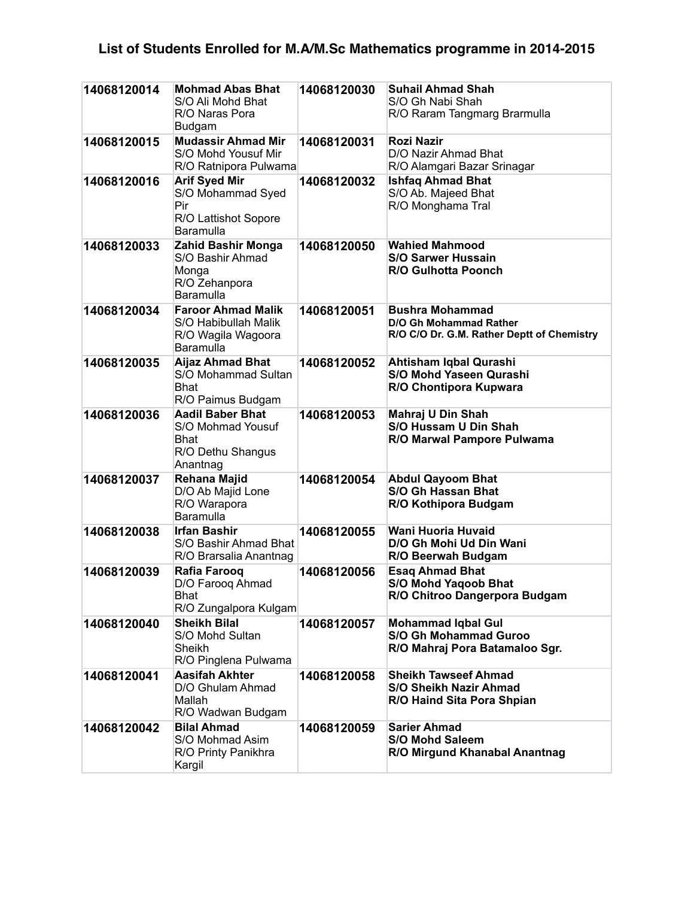## List of Students Enrolled for M.A/M.Sc Mathematics programme in 2014-2015

| | | | |
|---|---|---|---|
| **14068120014** | **Mohmad Abas Bhat**<br>S/O Ali Mohd Bhat<br>R/O Naras Pora Budgam | **14068120030** | **Suhail Ahmad Shah**<br>S/O Gh Nabi Shah<br>R/O Raram Tangmarg Brarmulla |
| **14068120015** | **Mudassir Ahmad Mir**<br>S/O Mohd Yousuf Mir<br>R/O Ratnipora Pulwama | **14068120031** | **Rozi Nazir**<br>D/O Nazir Ahmad Bhat<br>R/O Alamgari Bazar Srinagar |
| **14068120016** | **Arif Syed Mir**<br>S/O Mohammad Syed Pir<br>R/O Lattishot Sopore Baramulla | **14068120032** | **Ishfaq Ahmad Bhat**<br>S/O Ab. Majeed Bhat<br>R/O Monghama Tral |
| **14068120033** | **Zahid Bashir Monga**<br>S/O Bashir Ahmad Monga<br>R/O Zehanpora Baramulla | **14068120050** | **Wahied Mahmood**<br>**S/O Sarwer Hussain**<br>**R/O Gulhotta Poonch** |
| **14068120034** | **Faroor Ahmad Malik**<br>S/O Habibullah Malik<br>R/O Wagila Wagoora Baramulla | **14068120051** | **Bushra Mohammad**<br>**D/O Gh Mohammad Rather**<br>**R/O C/O Dr. G.M. Rather Deptt of Chemistry** |
| **14068120035** | **Aijaz Ahmad Bhat**<br>S/O Mohammad Sultan Bhat<br>R/O Paimus Budgam | **14068120052** | **Ahtisham Iqbal Qurashi**<br>**S/O Mohd Yaseen Qurashi**<br>**R/O Chontipora Kupwara** |
| **14068120036** | **Aadil Baber Bhat**<br>S/O Mohmad Yousuf Bhat<br>R/O Dethu Shangus Anantnag | **14068120053** | **Mahraj U Din Shah**<br>**S/O Hussam U Din Shah**<br>**R/O Marwal Pampore Pulwama** |
| **14068120037** | **Rehana Majid**<br>D/O Ab Majid Lone<br>R/O Warapora Baramulla | **14068120054** | **Abdul Qayoom Bhat**<br>**S/O Gh Hassan Bhat**<br>**R/O Kothipora Budgam** |
| **14068120038** | **Irfan Bashir**<br>S/O Bashir Ahmad Bhat<br>R/O Brarsalia Anantnag | **14068120055** | **Wani Huoria Huvaid**<br>**D/O Gh Mohi Ud Din Wani**<br>**R/O Beerwah Budgam** |
| **14068120039** | **Rafia Farooq**<br>D/O Farooq Ahmad Bhat<br>R/O Zungalpora Kulgam | **14068120056** | **Esaq Ahmad Bhat**<br>**S/O Mohd Yaqoob Bhat**<br>**R/O Chitroo Dangerpora Budgam** |
| **14068120040** | **Sheikh Bilal**<br>S/O Mohd Sultan Sheikh<br>R/O Pinglena Pulwama | **14068120057** | **Mohammad Iqbal Gul**<br>**S/O Gh Mohammad Guroo**<br>**R/O Mahraj Pora Batamaloo Sgr.** |
| **14068120041** | **Aasifah Akhter**<br>D/O Ghulam Ahmad Mallah<br>R/O Wadwan Budgam | **14068120058** | **Sheikh Tawseef Ahmad**<br>**S/O Sheikh Nazir Ahmad**<br>**R/O Haind Sita Pora Shpian** |
| **14068120042** | **Bilal Ahmad**<br>S/O Mohmad Asim<br>R/O Printy Panikhra Kargil | **14068120059** | **Sarier Ahmad**<br>**S/O Mohd Saleem**<br>**R/O Mirgund Khanabal Anantnag** |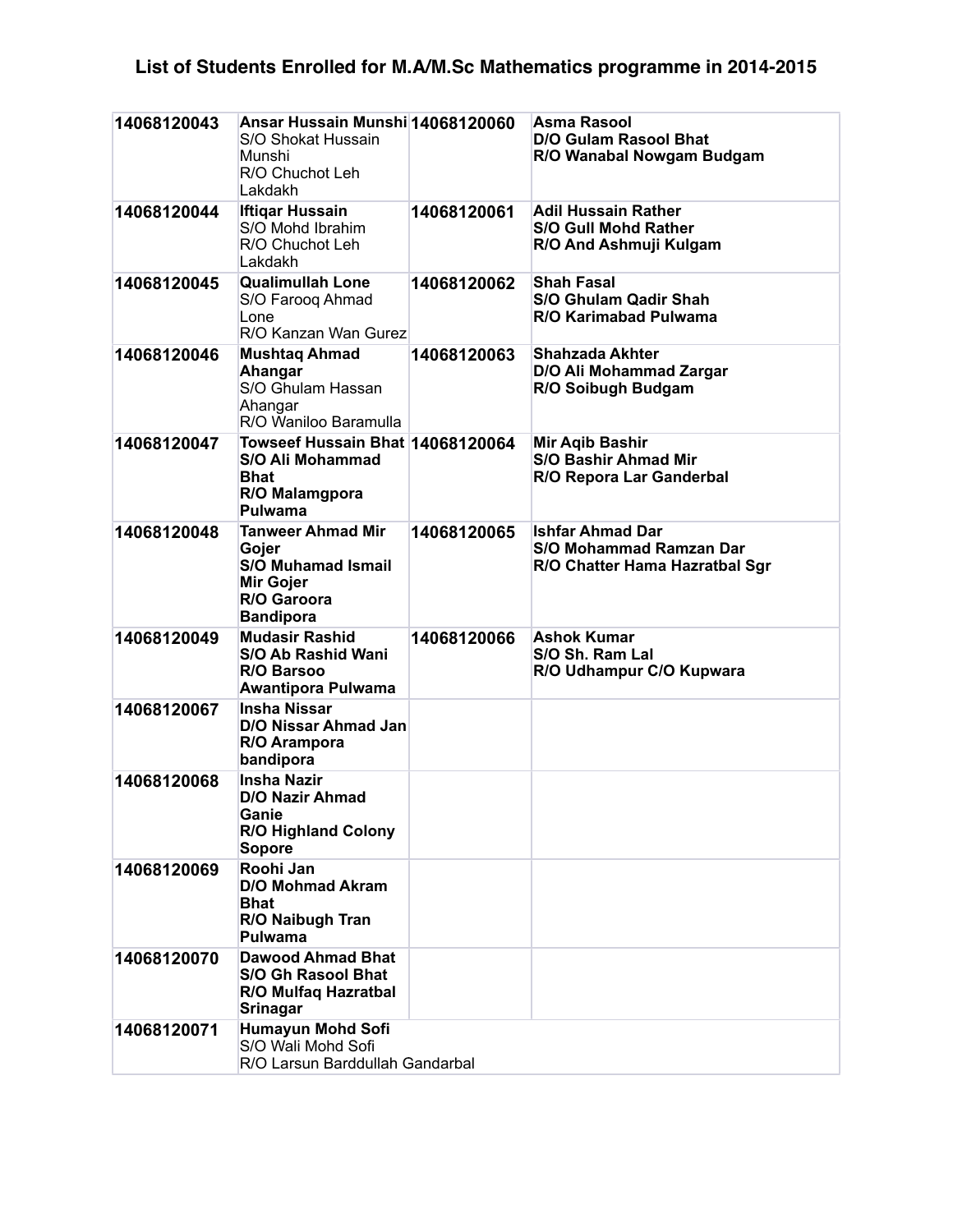# List of Students Enrolled for M.A/M.Sc Mathematics programme in 2014-2015

| | | | |
|---|---|---|---|
| 14068120043 | Ansar Hussain Munshi<br>S/O Shokat Hussain Munshi<br>R/O Chuchot Leh Lakdakh | 14068120060 | Asma Rasool<br>D/O Gulam Rasool Bhat<br>R/O Wanabal Nowgam Budgam |
| 14068120044 | Iftiqar Hussain<br>S/O Mohd Ibrahim<br>R/O Chuchot Leh Lakdakh | 14068120061 | Adil Hussain Rather<br>S/O Gull Mohd Rather<br>R/O And Ashmuji Kulgam |
| 14068120045 | Qualimullah Lone<br>S/O Farooq Ahmad Lone<br>R/O Kanzan Wan Gurez | 14068120062 | Shah Fasal<br>S/O Ghulam Qadir Shah<br>R/O Karimabad Pulwama |
| 14068120046 | Mushtaq Ahmad Ahangar<br>S/O Ghulam Hassan Ahangar<br>R/O Waniloo Baramulla | 14068120063 | Shahzada Akhter<br>D/O Ali Mohammad Zargar<br>R/O Soibugh Budgam |
| 14068120047 | Towseef Hussain Bhat<br>S/O Ali Mohammad Bhat<br>R/O Malamgpora Pulwama | 14068120064 | Mir Aqib Bashir<br>S/O Bashir Ahmad Mir<br>R/O Repora Lar Ganderbal |
| 14068120048 | Tanweer Ahmad Mir Gojer<br>S/O Muhamad Ismail Mir Gojer<br>R/O Garoora Bandipora | 14068120065 | Ishfar Ahmad Dar<br>S/O Mohammad Ramzan Dar<br>R/O Chatter Hama Hazratbal Sgr |
| 14068120049 | Mudasir Rashid<br>S/O Ab Rashid Wani<br>R/O Barsoo Awantipora Pulwama | 14068120066 | Ashok Kumar<br>S/O Sh. Ram Lal<br>R/O Udhampur C/O Kupwara |
| 14068120067 | Insha Nissar<br>D/O Nissar Ahmad Jan<br>R/O Arampora bandipora | | |
| 14068120068 | Insha Nazir<br>D/O Nazir Ahmad Ganie<br>R/O Highland Colony Sopore | | |
| 14068120069 | Roohi Jan<br>D/O Mohmad Akram Bhat<br>R/O Naibugh Tran Pulwama | | |
| 14068120070 | Dawood Ahmad Bhat<br>S/O Gh Rasool Bhat<br>R/O Mulfaq Hazratbal Srinagar | | |
| 14068120071 | Humayun Mohd Sofi<br>S/O Wali Mohd Sofi<br>R/O Larsun Barddullah Gandarbal | | |